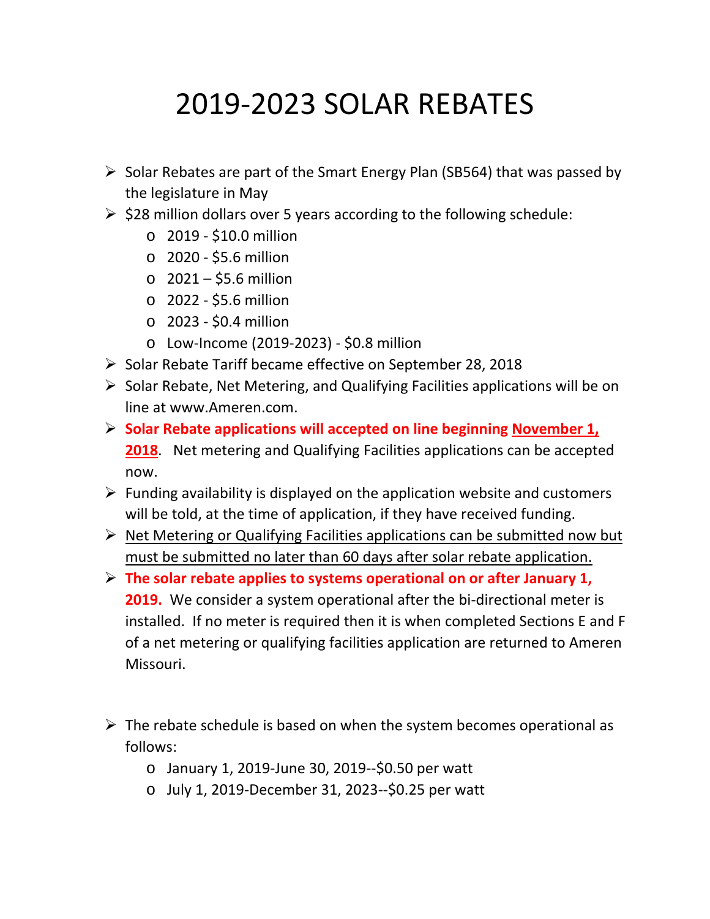# 2019-2023 SOLAR REBATES

- Solar Rebates are part of the Smart Energy Plan (SB564) that was passed by the legislature in May
- $28 million dollars over 5 years according to the following schedule:
  - 2019 - $10.0 million
  - 2020 - $5.6 million
  - 2021 – $5.6 million
  - 2022 - $5.6 million
  - 2023 - $0.4 million
  - Low-Income (2019-2023) - $0.8 million
- Solar Rebate Tariff became effective on September 28, 2018
- Solar Rebate, Net Metering, and Qualifying Facilities applications will be on line at www.Ameren.com.
- **Solar Rebate applications will accepted on line beginning <u>November 1, 2018</u>**. Net metering and Qualifying Facilities applications can be accepted now.
- Funding availability is displayed on the application website and customers will be told, at the time of application, if they have received funding.
- <u>Net Metering or Qualifying Facilities applications can be submitted now but must be submitted no later than 60 days after solar rebate application.</u>
- **The solar rebate applies to systems operational on or after January 1, 2019.** We consider a system operational after the bi-directional meter is installed. If no meter is required then it is when completed Sections E and F of a net metering or qualifying facilities application are returned to Ameren Missouri.

- The rebate schedule is based on when the system becomes operational as follows:
  - January 1, 2019-June 30, 2019--$0.50 per watt
  - July 1, 2019-December 31, 2023--$0.25 per watt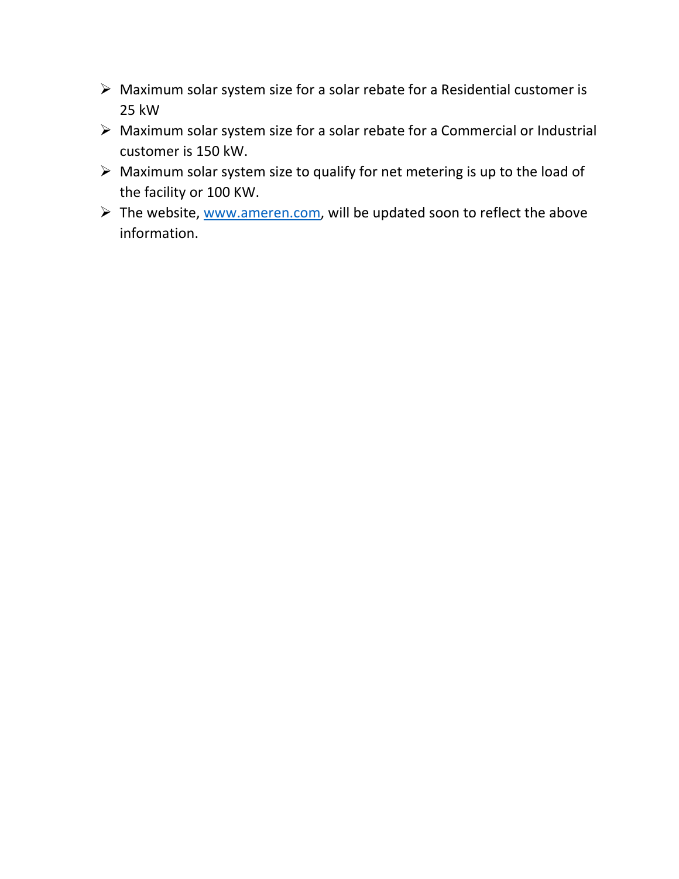- Maximum solar system size for a solar rebate for a Residential customer is 25 kW
- Maximum solar system size for a solar rebate for a Commercial or Industrial customer is 150 kW.
- Maximum solar system size to qualify for net metering is up to the load of the facility or 100 KW.
- The website, [www.ameren.com](http://www.ameren.com), will be updated soon to reflect the above information.